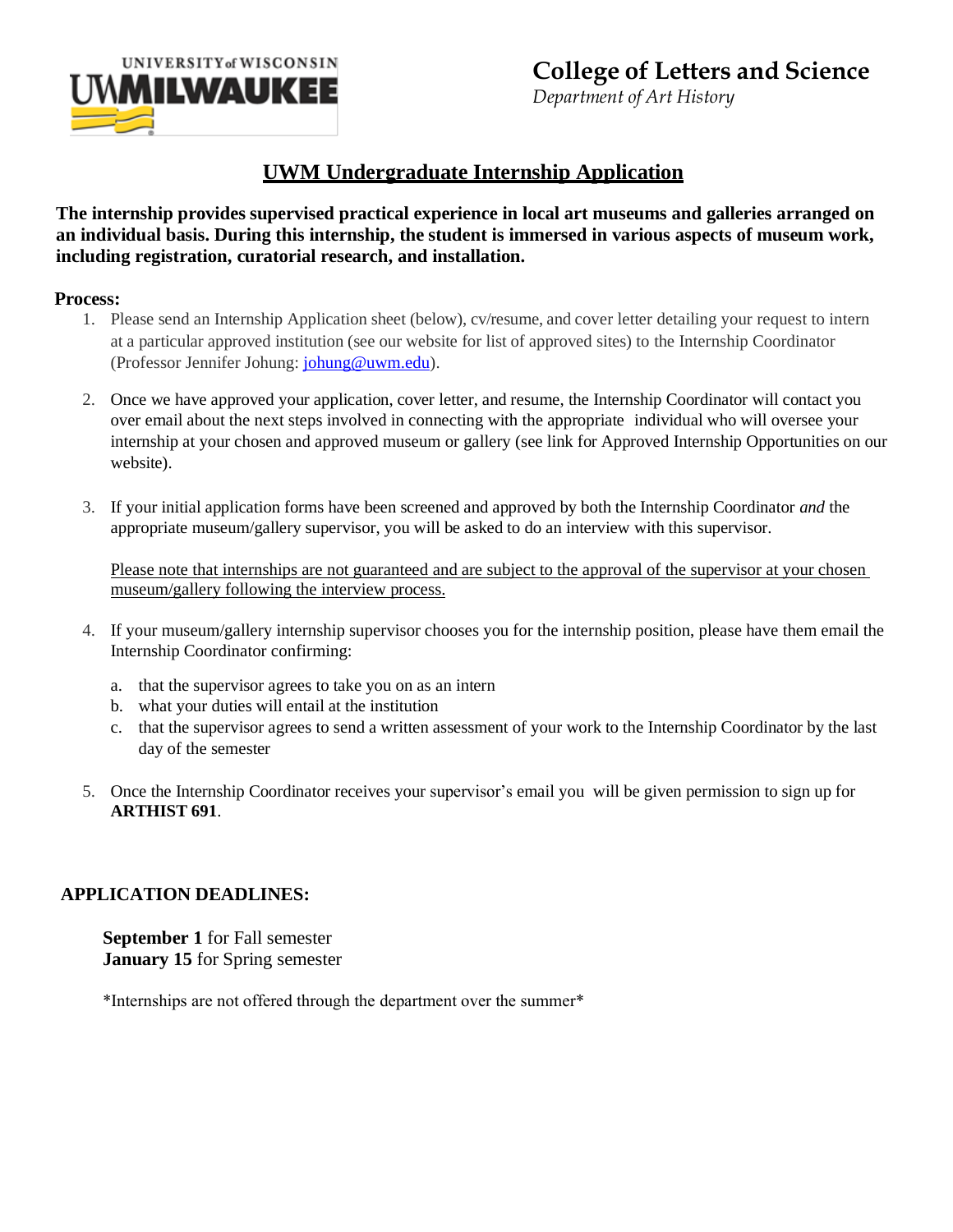UNIVERSITY of WISCONSIN
UWMILWAUKEE

**College of Letters and Science**
*Department of Art History*

# UWM Undergraduate Internship Application

**The internship provides supervised practical experience in local art museums and galleries arranged on an individual basis. During this internship, the student is immersed in various aspects of museum work, including registration, curatorial research, and installation.**

**Process:**

1. Please send an Internship Application sheet (below), cv/resume, and cover letter detailing your request to intern at a particular approved institution (see our website for list of approved sites) to the Internship Coordinator (Professor Jennifer Johung: [johung@uwm.edu](mailto:johung@uwm.edu)).

2. Once we have approved your application, cover letter, and resume, the Internship Coordinator will contact you over email about the next steps involved in connecting with the appropriate individual who will oversee your internship at your chosen and approved museum or gallery (see link for Approved Internship Opportunities on our website).

3. If your initial application forms have been screened and approved by both the Internship Coordinator *and* the appropriate museum/gallery supervisor, you will be asked to do an interview with this supervisor.

   <u>Please note that internships are not guaranteed and are subject to the approval of the supervisor at your chosen museum/gallery following the interview process.</u>

4. If your museum/gallery internship supervisor chooses you for the internship position, please have them email the Internship Coordinator confirming:

   a. that the supervisor agrees to take you on as an intern
   b. what your duties will entail at the institution
   c. that the supervisor agrees to send a written assessment of your work to the Internship Coordinator by the last day of the semester

5. Once the Internship Coordinator receives your supervisor's email you will be given permission to sign up for **ARTHIST 691**.

## APPLICATION DEADLINES:

**September 1** for Fall semester
**January 15** for Spring semester

*Internships are not offered through the department over the summer*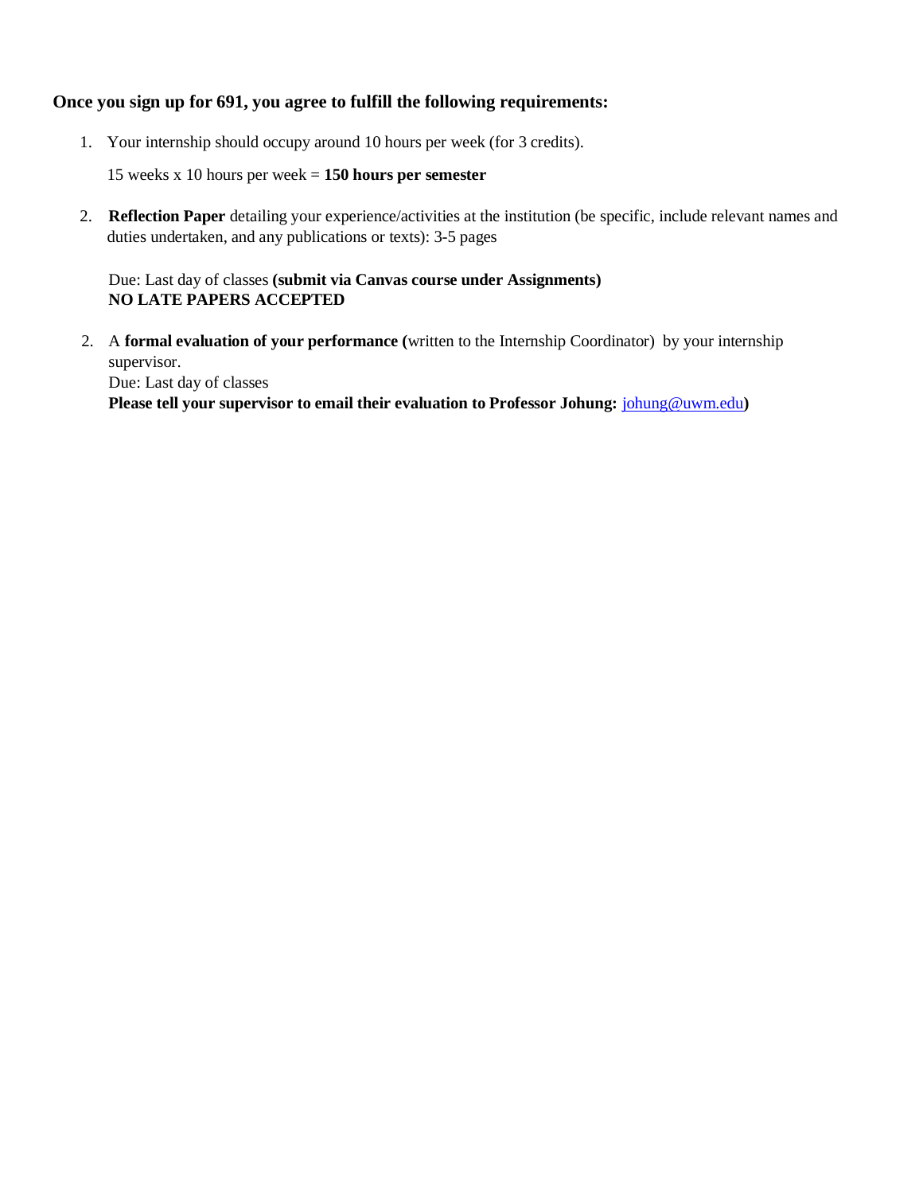**Once you sign up for 691, you agree to fulfill the following requirements:**

1. Your internship should occupy around 10 hours per week (for 3 credits).

   15 weeks x 10 hours per week = **150 hours per semester**

2. **Reflection Paper** detailing your experience/activities at the institution (be specific, include relevant names and duties undertaken, and any publications or texts): 3-5 pages

   Due: Last day of classes **(submit via Canvas course under Assignments)**
   **NO LATE PAPERS ACCEPTED**

2. A **formal evaluation of your performance (**written to the Internship Coordinator) by your internship supervisor.
   Due: Last day of classes
   **Please tell your supervisor to email their evaluation to Professor Johung:** johung@uwm.edu**)**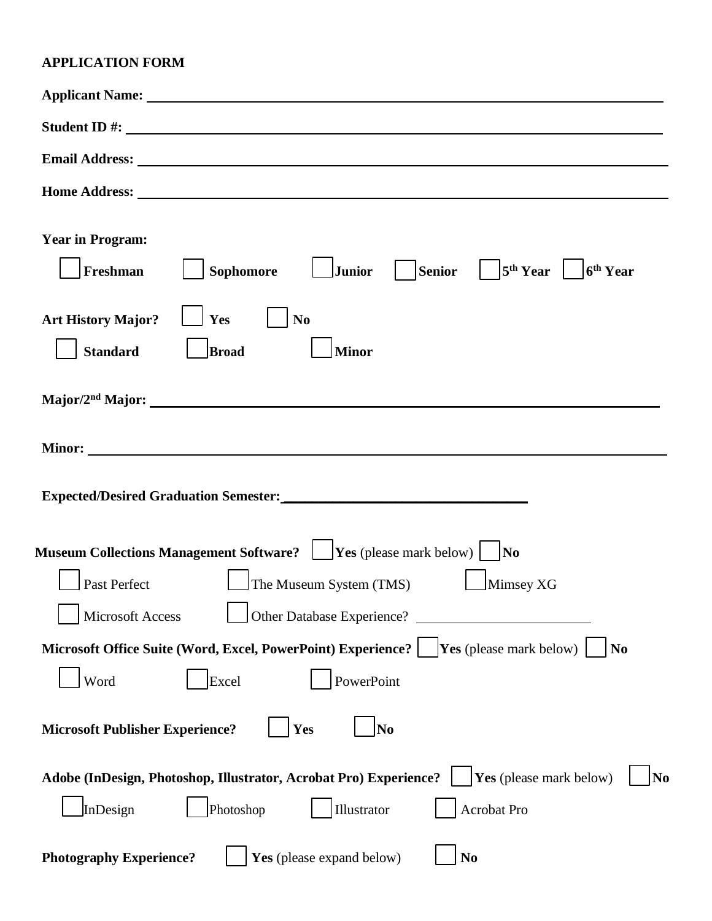**APPLICATION FORM**

**Applicant Name:** ______________________________________________

**Student ID #:** ______________________________________________

**Email Address:** ______________________________________________

**Home Address:** ______________________________________________

**Year in Program:**

☐ **Freshman** ☐ **Sophomore** ☐ **Junior** ☐ **Senior** ☐ **5th Year** ☐ **6th Year**

**Art History Major?** ☐ **Yes** ☐ **No**

☐ **Standard** ☐ **Broad** ☐ **Minor**

**Major/2nd Major:** ______________________________________________

**Minor:** ______________________________________________

**Expected/Desired Graduation Semester:** ______________________________

**Museum Collections Management Software?** ☐ **Yes** (please mark below) ☐ **No**

☐ Past Perfect ☐ The Museum System (TMS) ☐ Mimsey XG

☐ Microsoft Access ☐ Other Database Experience? ____________________

**Microsoft Office Suite (Word, Excel, PowerPoint) Experience?** ☐ **Yes** (please mark below) ☐ **No**

☐ Word ☐ Excel ☐ PowerPoint

**Microsoft Publisher Experience?** ☐ **Yes** ☐ **No**

**Adobe (InDesign, Photoshop, Illustrator, Acrobat Pro) Experience?** ☐ **Yes** (please mark below) ☐ **No**

☐ InDesign ☐ Photoshop ☐ Illustrator ☐ Acrobat Pro

**Photography Experience?** ☐ **Yes** (please expand below) ☐ **No**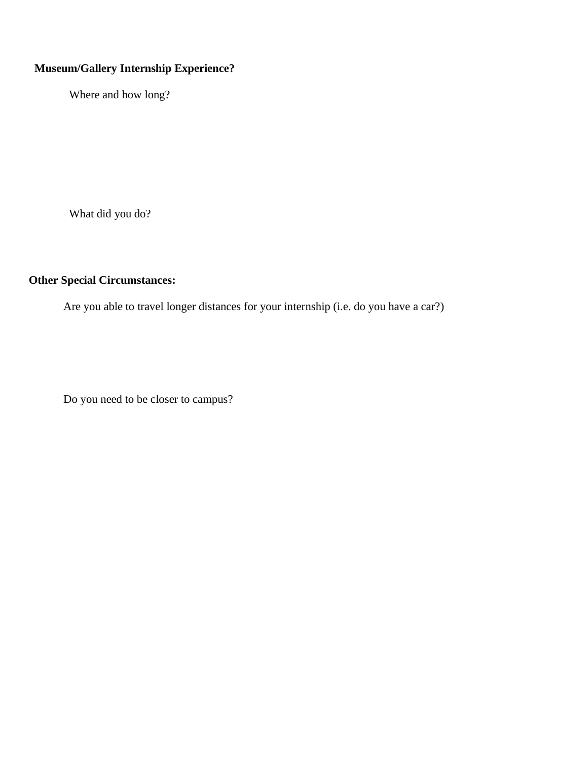**Museum/Gallery Internship Experience?**

Where and how long?

What did you do?

**Other Special Circumstances:**

Are you able to travel longer distances for your internship (i.e. do you have a car?)

Do you need to be closer to campus?